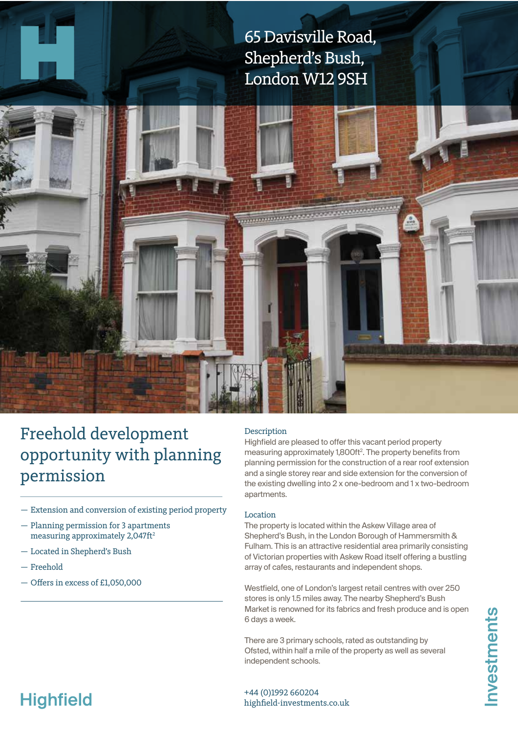# 65 Davisville Road, Shepherd's Bush, London W12 9SH

## Freehold development opportunity with planning permission

- Extension and conversion of existing period property
- Planning permission for 3 apartments measuring approximately 2,047ft$^2$
- Located in Shepherd's Bush
- Freehold
- Offers in excess of £1,050,000

### Description

Highfield are pleased to offer this vacant period property measuring approximately 1,800ft$^2$. The property benefits from planning permission for the construction of a rear roof extension and a single storey rear and side extension for the conversion of the existing dwelling into 2 x one-bedroom and 1 x two-bedroom apartments.

### Location

The property is located within the Askew Village area of Shepherd's Bush, in the London Borough of Hammersmith & Fulham. This is an attractive residential area primarily consisting of Victorian properties with Askew Road itself offering a bustling array of cafes, restaurants and independent shops.

Westfield, one of London's largest retail centres with over 250 stores is only 1.5 miles away. The nearby Shepherd's Bush Market is renowned for its fabrics and fresh produce and is open 6 days a week.

There are 3 primary schools, rated as outstanding by Ofsted, within half a mile of the property as well as several independent schools.

Highfield Investments

+44 (0)1992 660204
highfield-investments.co.uk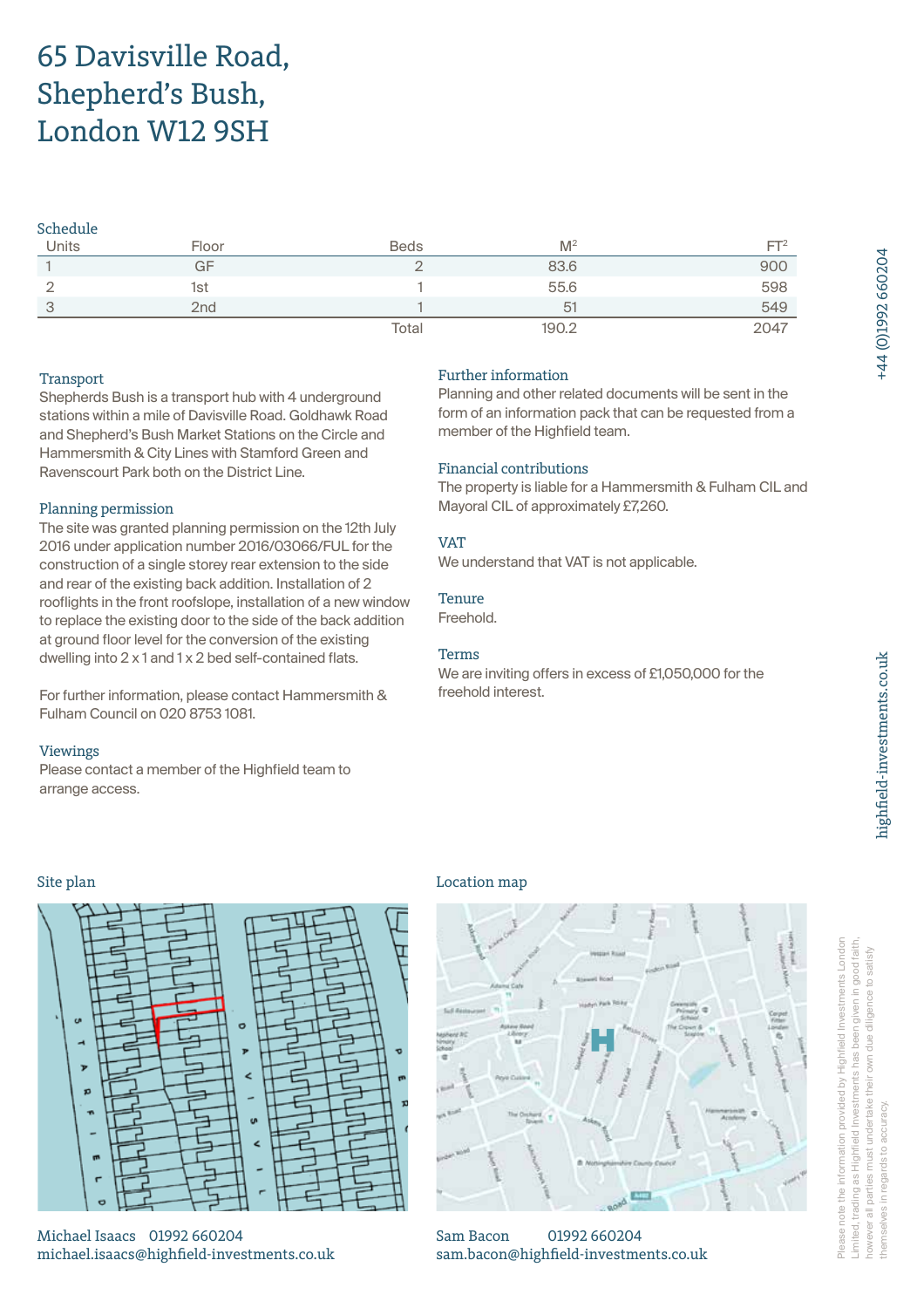# 65 Davisville Road, Shepherd's Bush, London W12 9SH

## Schedule

| Units | Floor | Beds | M² | FT² |
|---|---|---|---|---|
| 1 | GF | 2 | 83.6 | 900 |
| 2 | 1st | 1 | 55.6 | 598 |
| 3 | 2nd | 1 | 51 | 549 |
| | | Total | 190.2 | 2047 |

### Transport

Shepherds Bush is a transport hub with 4 underground stations within a mile of Davisville Road. Goldhawk Road and Shepherd's Bush Market Stations on the Circle and Hammersmith & City Lines with Stamford Green and Ravenscourt Park both on the District Line.

### Planning permission

The site was granted planning permission on the 12th July 2016 under application number 2016/03066/FUL for the construction of a single storey rear extension to the side and rear of the existing back addition. Installation of 2 rooflights in the front roofslope, installation of a new window to replace the existing door to the side of the back addition at ground floor level for the conversion of the existing dwelling into 2 x 1 and 1 x 2 bed self-contained flats.

For further information, please contact Hammersmith & Fulham Council on 020 8753 1081.

### Viewings

Please contact a member of the Highfield team to arrange access.

### Further information

Planning and other related documents will be sent in the form of an information pack that can be requested from a member of the Highfield team.

### Financial contributions

The property is liable for a Hammersmith & Fulham CIL and Mayoral CIL of approximately £7,260.

### VAT

We understand that VAT is not applicable.

### Tenure

Freehold.

### Terms

We are inviting offers in excess of £1,050,000 for the freehold interest.

### Site plan

STARFIELD ROAD

DAVISVILLE ROAD

### Location map

Michael Isaacs 01992 660204
michael.isaacs@highfield-investments.co.uk

Sam Bacon 01992 660204
sam.bacon@highfield-investments.co.uk

+44 (0)1992 660204

highfield-investments.co.uk

Please note the information provided by Highfield Investments London Limited, trading as Highfield Investments has been given in good faith, however all parties must undertake their own due diligence to satisfy themselves in regards to accuracy.